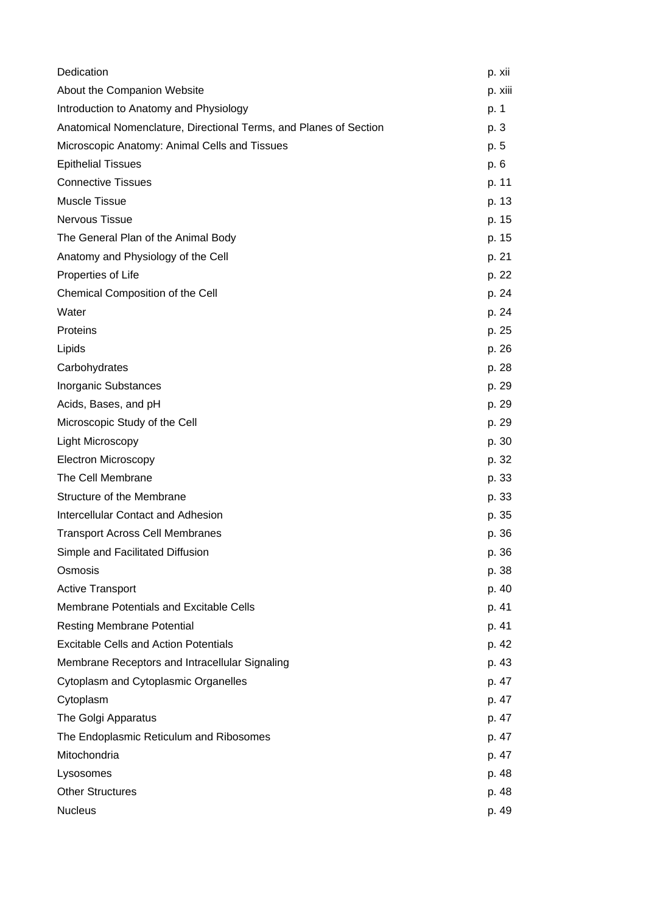| | |
|---|---|
| Dedication | p. xii |
| About the Companion Website | p. xiii |
| Introduction to Anatomy and Physiology | p. 1 |
| Anatomical Nomenclature, Directional Terms, and Planes of Section | p. 3 |
| Microscopic Anatomy: Animal Cells and Tissues | p. 5 |
| Epithelial Tissues | p. 6 |
| Connective Tissues | p. 11 |
| Muscle Tissue | p. 13 |
| Nervous Tissue | p. 15 |
| The General Plan of the Animal Body | p. 15 |
| Anatomy and Physiology of the Cell | p. 21 |
| Properties of Life | p. 22 |
| Chemical Composition of the Cell | p. 24 |
| Water | p. 24 |
| Proteins | p. 25 |
| Lipids | p. 26 |
| Carbohydrates | p. 28 |
| Inorganic Substances | p. 29 |
| Acids, Bases, and pH | p. 29 |
| Microscopic Study of the Cell | p. 29 |
| Light Microscopy | p. 30 |
| Electron Microscopy | p. 32 |
| The Cell Membrane | p. 33 |
| Structure of the Membrane | p. 33 |
| Intercellular Contact and Adhesion | p. 35 |
| Transport Across Cell Membranes | p. 36 |
| Simple and Facilitated Diffusion | p. 36 |
| Osmosis | p. 38 |
| Active Transport | p. 40 |
| Membrane Potentials and Excitable Cells | p. 41 |
| Resting Membrane Potential | p. 41 |
| Excitable Cells and Action Potentials | p. 42 |
| Membrane Receptors and Intracellular Signaling | p. 43 |
| Cytoplasm and Cytoplasmic Organelles | p. 47 |
| Cytoplasm | p. 47 |
| The Golgi Apparatus | p. 47 |
| The Endoplasmic Reticulum and Ribosomes | p. 47 |
| Mitochondria | p. 47 |
| Lysosomes | p. 48 |
| Other Structures | p. 48 |
| Nucleus | p. 49 |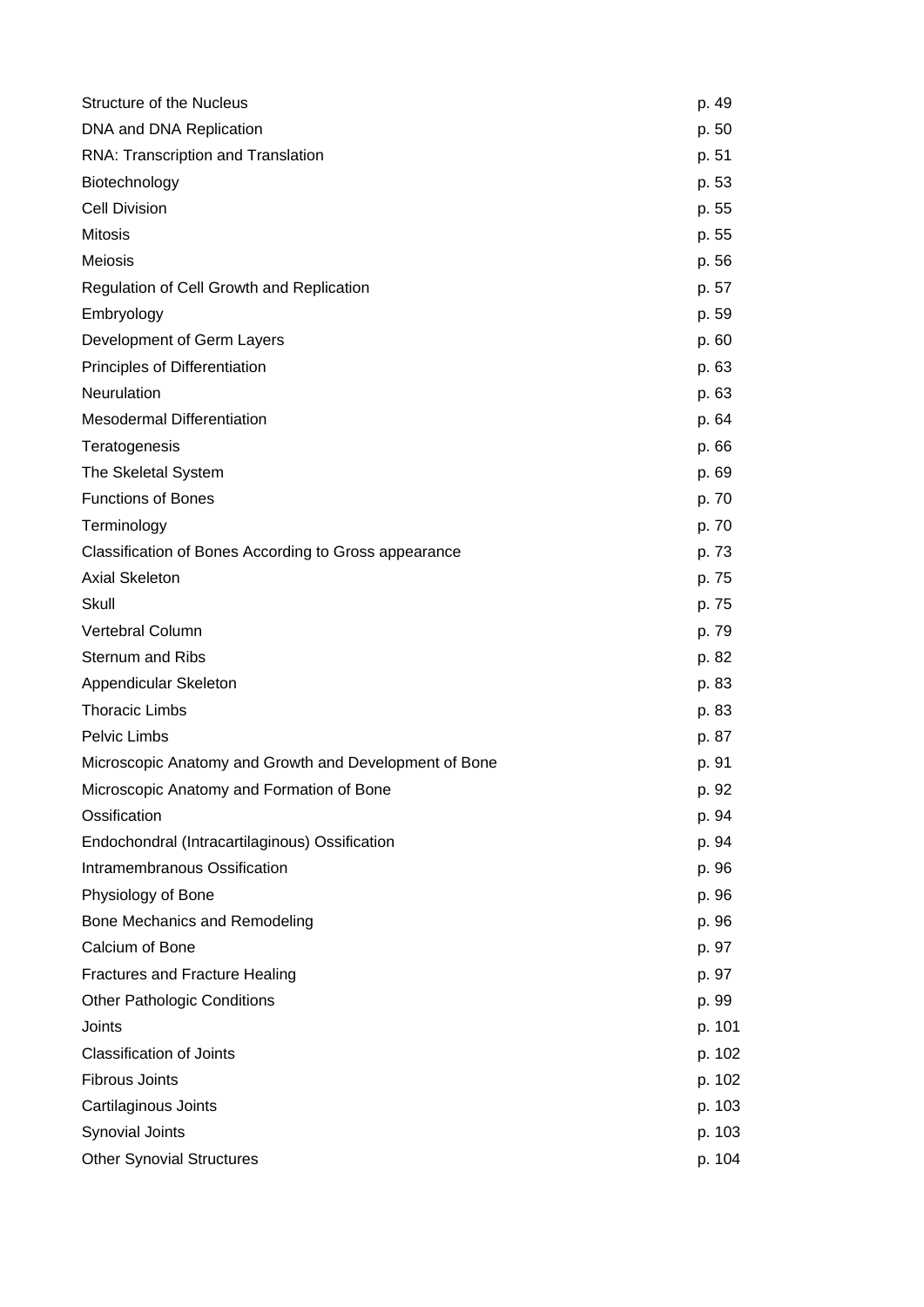| | |
|---|---|
| Structure of the Nucleus | p. 49 |
| DNA and DNA Replication | p. 50 |
| RNA: Transcription and Translation | p. 51 |
| Biotechnology | p. 53 |
| Cell Division | p. 55 |
| Mitosis | p. 55 |
| Meiosis | p. 56 |
| Regulation of Cell Growth and Replication | p. 57 |
| Embryology | p. 59 |
| Development of Germ Layers | p. 60 |
| Principles of Differentiation | p. 63 |
| Neurulation | p. 63 |
| Mesodermal Differentiation | p. 64 |
| Teratogenesis | p. 66 |
| The Skeletal System | p. 69 |
| Functions of Bones | p. 70 |
| Terminology | p. 70 |
| Classification of Bones According to Gross appearance | p. 73 |
| Axial Skeleton | p. 75 |
| Skull | p. 75 |
| Vertebral Column | p. 79 |
| Sternum and Ribs | p. 82 |
| Appendicular Skeleton | p. 83 |
| Thoracic Limbs | p. 83 |
| Pelvic Limbs | p. 87 |
| Microscopic Anatomy and Growth and Development of Bone | p. 91 |
| Microscopic Anatomy and Formation of Bone | p. 92 |
| Ossification | p. 94 |
| Endochondral (Intracartilaginous) Ossification | p. 94 |
| Intramembranous Ossification | p. 96 |
| Physiology of Bone | p. 96 |
| Bone Mechanics and Remodeling | p. 96 |
| Calcium of Bone | p. 97 |
| Fractures and Fracture Healing | p. 97 |
| Other Pathologic Conditions | p. 99 |
| Joints | p. 101 |
| Classification of Joints | p. 102 |
| Fibrous Joints | p. 102 |
| Cartilaginous Joints | p. 103 |
| Synovial Joints | p. 103 |
| Other Synovial Structures | p. 104 |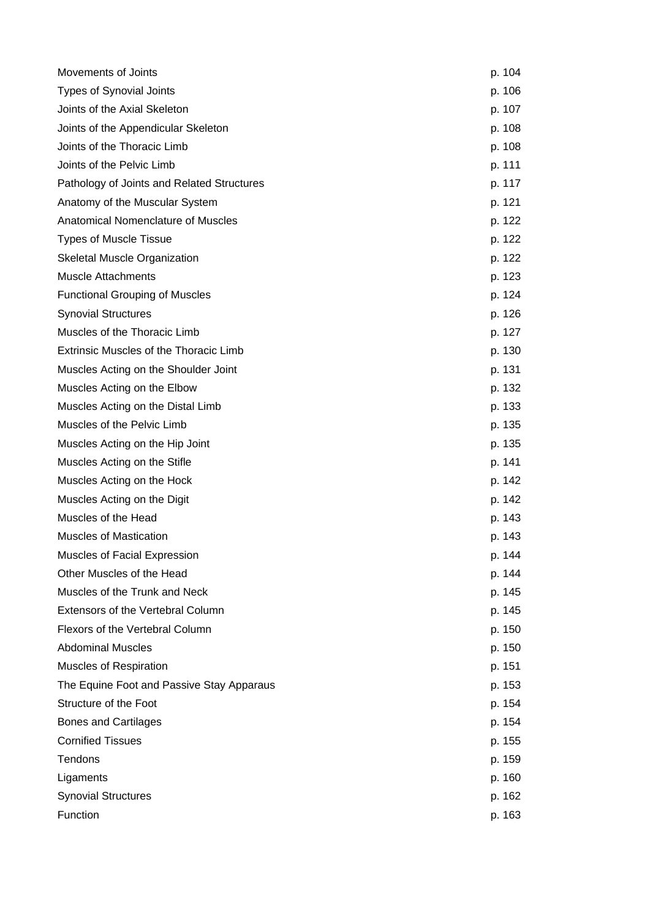| | |
|---|---|
| Movements of Joints | p. 104 |
| Types of Synovial Joints | p. 106 |
| Joints of the Axial Skeleton | p. 107 |
| Joints of the Appendicular Skeleton | p. 108 |
| Joints of the Thoracic Limb | p. 108 |
| Joints of the Pelvic Limb | p. 111 |
| Pathology of Joints and Related Structures | p. 117 |
| Anatomy of the Muscular System | p. 121 |
| Anatomical Nomenclature of Muscles | p. 122 |
| Types of Muscle Tissue | p. 122 |
| Skeletal Muscle Organization | p. 122 |
| Muscle Attachments | p. 123 |
| Functional Grouping of Muscles | p. 124 |
| Synovial Structures | p. 126 |
| Muscles of the Thoracic Limb | p. 127 |
| Extrinsic Muscles of the Thoracic Limb | p. 130 |
| Muscles Acting on the Shoulder Joint | p. 131 |
| Muscles Acting on the Elbow | p. 132 |
| Muscles Acting on the Distal Limb | p. 133 |
| Muscles of the Pelvic Limb | p. 135 |
| Muscles Acting on the Hip Joint | p. 135 |
| Muscles Acting on the Stifle | p. 141 |
| Muscles Acting on the Hock | p. 142 |
| Muscles Acting on the Digit | p. 142 |
| Muscles of the Head | p. 143 |
| Muscles of Mastication | p. 143 |
| Muscles of Facial Expression | p. 144 |
| Other Muscles of the Head | p. 144 |
| Muscles of the Trunk and Neck | p. 145 |
| Extensors of the Vertebral Column | p. 145 |
| Flexors of the Vertebral Column | p. 150 |
| Abdominal Muscles | p. 150 |
| Muscles of Respiration | p. 151 |
| The Equine Foot and Passive Stay Apparaus | p. 153 |
| Structure of the Foot | p. 154 |
| Bones and Cartilages | p. 154 |
| Cornified Tissues | p. 155 |
| Tendons | p. 159 |
| Ligaments | p. 160 |
| Synovial Structures | p. 162 |
| Function | p. 163 |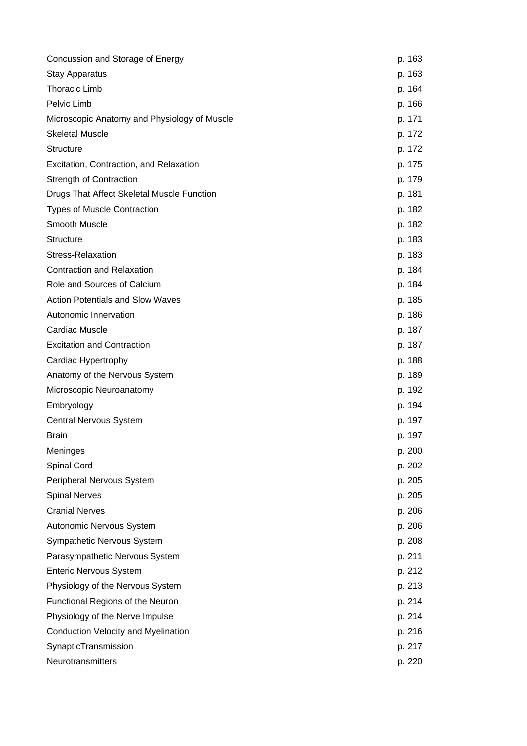| | |
|---|---|
| Concussion and Storage of Energy | p. 163 |
| Stay Apparatus | p. 163 |
| Thoracic Limb | p. 164 |
| Pelvic Limb | p. 166 |
| Microscopic Anatomy and Physiology of Muscle | p. 171 |
| Skeletal Muscle | p. 172 |
| Structure | p. 172 |
| Excitation, Contraction, and Relaxation | p. 175 |
| Strength of Contraction | p. 179 |
| Drugs That Affect Skeletal Muscle Function | p. 181 |
| Types of Muscle Contraction | p. 182 |
| Smooth Muscle | p. 182 |
| Structure | p. 183 |
| Stress-Relaxation | p. 183 |
| Contraction and Relaxation | p. 184 |
| Role and Sources of Calcium | p. 184 |
| Action Potentials and Slow Waves | p. 185 |
| Autonomic Innervation | p. 186 |
| Cardiac Muscle | p. 187 |
| Excitation and Contraction | p. 187 |
| Cardiac Hypertrophy | p. 188 |
| Anatomy of the Nervous System | p. 189 |
| Microscopic Neuroanatomy | p. 192 |
| Embryology | p. 194 |
| Central Nervous System | p. 197 |
| Brain | p. 197 |
| Meninges | p. 200 |
| Spinal Cord | p. 202 |
| Peripheral Nervous System | p. 205 |
| Spinal Nerves | p. 205 |
| Cranial Nerves | p. 206 |
| Autonomic Nervous System | p. 206 |
| Sympathetic Nervous System | p. 208 |
| Parasympathetic Nervous System | p. 211 |
| Enteric Nervous System | p. 212 |
| Physiology of the Nervous System | p. 213 |
| Functional Regions of the Neuron | p. 214 |
| Physiology of the Nerve Impulse | p. 214 |
| Conduction Velocity and Myelination | p. 216 |
| SynapticTransmission | p. 217 |
| Neurotransmitters | p. 220 |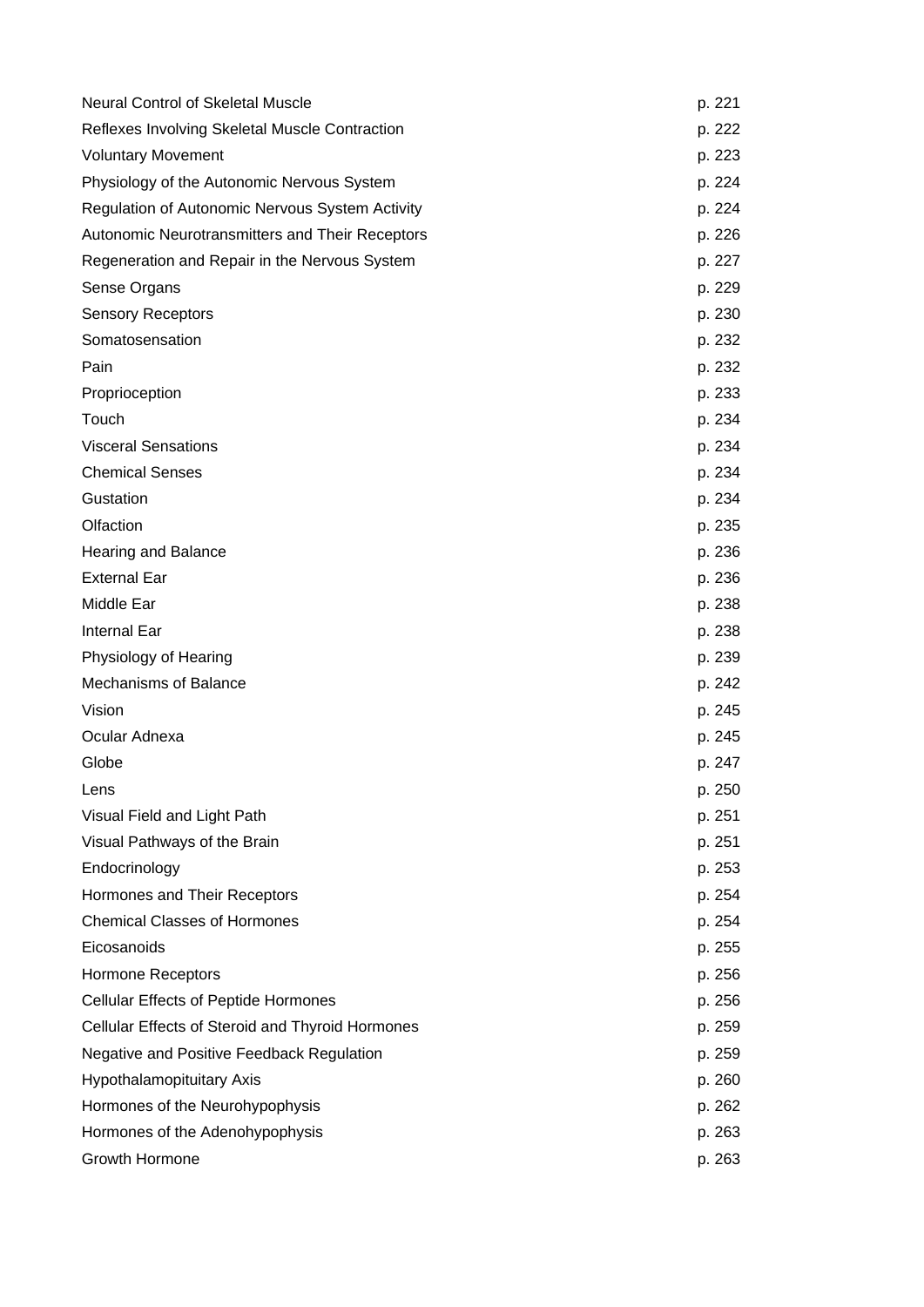| | |
|---|---|
| Neural Control of Skeletal Muscle | p. 221 |
| Reflexes Involving Skeletal Muscle Contraction | p. 222 |
| Voluntary Movement | p. 223 |
| Physiology of the Autonomic Nervous System | p. 224 |
| Regulation of Autonomic Nervous System Activity | p. 224 |
| Autonomic Neurotransmitters and Their Receptors | p. 226 |
| Regeneration and Repair in the Nervous System | p. 227 |
| Sense Organs | p. 229 |
| Sensory Receptors | p. 230 |
| Somatosensation | p. 232 |
| Pain | p. 232 |
| Proprioception | p. 233 |
| Touch | p. 234 |
| Visceral Sensations | p. 234 |
| Chemical Senses | p. 234 |
| Gustation | p. 234 |
| Olfaction | p. 235 |
| Hearing and Balance | p. 236 |
| External Ear | p. 236 |
| Middle Ear | p. 238 |
| Internal Ear | p. 238 |
| Physiology of Hearing | p. 239 |
| Mechanisms of Balance | p. 242 |
| Vision | p. 245 |
| Ocular Adnexa | p. 245 |
| Globe | p. 247 |
| Lens | p. 250 |
| Visual Field and Light Path | p. 251 |
| Visual Pathways of the Brain | p. 251 |
| Endocrinology | p. 253 |
| Hormones and Their Receptors | p. 254 |
| Chemical Classes of Hormones | p. 254 |
| Eicosanoids | p. 255 |
| Hormone Receptors | p. 256 |
| Cellular Effects of Peptide Hormones | p. 256 |
| Cellular Effects of Steroid and Thyroid Hormones | p. 259 |
| Negative and Positive Feedback Regulation | p. 259 |
| Hypothalamopituitary Axis | p. 260 |
| Hormones of the Neurohypophysis | p. 262 |
| Hormones of the Adenohypophysis | p. 263 |
| Growth Hormone | p. 263 |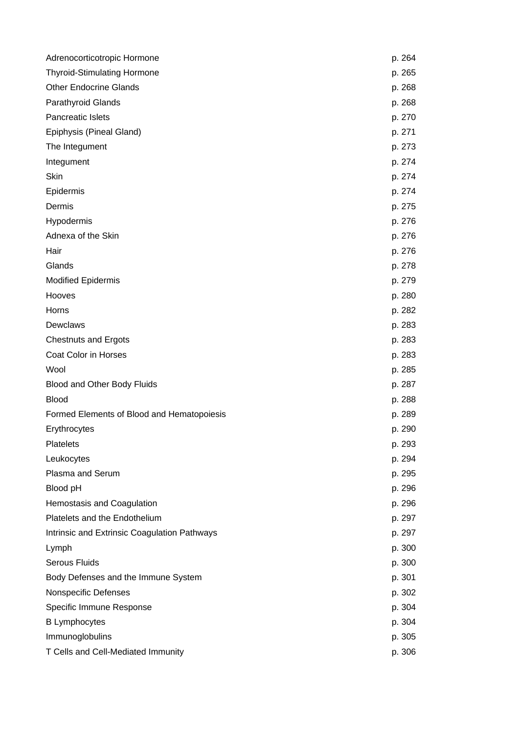| | |
|---|---|
| Adrenocorticotropic Hormone | p. 264 |
| Thyroid-Stimulating Hormone | p. 265 |
| Other Endocrine Glands | p. 268 |
| Parathyroid Glands | p. 268 |
| Pancreatic Islets | p. 270 |
| Epiphysis (Pineal Gland) | p. 271 |
| The Integument | p. 273 |
| Integument | p. 274 |
| Skin | p. 274 |
| Epidermis | p. 274 |
| Dermis | p. 275 |
| Hypodermis | p. 276 |
| Adnexa of the Skin | p. 276 |
| Hair | p. 276 |
| Glands | p. 278 |
| Modified Epidermis | p. 279 |
| Hooves | p. 280 |
| Horns | p. 282 |
| Dewclaws | p. 283 |
| Chestnuts and Ergots | p. 283 |
| Coat Color in Horses | p. 283 |
| Wool | p. 285 |
| Blood and Other Body Fluids | p. 287 |
| Blood | p. 288 |
| Formed Elements of Blood and Hematopoiesis | p. 289 |
| Erythrocytes | p. 290 |
| Platelets | p. 293 |
| Leukocytes | p. 294 |
| Plasma and Serum | p. 295 |
| Blood pH | p. 296 |
| Hemostasis and Coagulation | p. 296 |
| Platelets and the Endothelium | p. 297 |
| Intrinsic and Extrinsic Coagulation Pathways | p. 297 |
| Lymph | p. 300 |
| Serous Fluids | p. 300 |
| Body Defenses and the Immune System | p. 301 |
| Nonspecific Defenses | p. 302 |
| Specific Immune Response | p. 304 |
| B Lymphocytes | p. 304 |
| Immunoglobulins | p. 305 |
| T Cells and Cell-Mediated Immunity | p. 306 |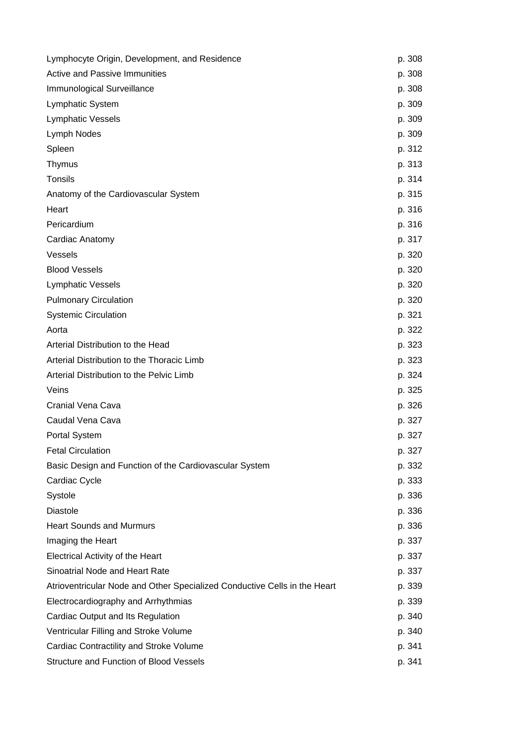| | |
|---|---|
| Lymphocyte Origin, Development, and Residence | p. 308 |
| Active and Passive Immunities | p. 308 |
| Immunological Surveillance | p. 308 |
| Lymphatic System | p. 309 |
| Lymphatic Vessels | p. 309 |
| Lymph Nodes | p. 309 |
| Spleen | p. 312 |
| Thymus | p. 313 |
| Tonsils | p. 314 |
| Anatomy of the Cardiovascular System | p. 315 |
| Heart | p. 316 |
| Pericardium | p. 316 |
| Cardiac Anatomy | p. 317 |
| Vessels | p. 320 |
| Blood Vessels | p. 320 |
| Lymphatic Vessels | p. 320 |
| Pulmonary Circulation | p. 320 |
| Systemic Circulation | p. 321 |
| Aorta | p. 322 |
| Arterial Distribution to the Head | p. 323 |
| Arterial Distribution to the Thoracic Limb | p. 323 |
| Arterial Distribution to the Pelvic Limb | p. 324 |
| Veins | p. 325 |
| Cranial Vena Cava | p. 326 |
| Caudal Vena Cava | p. 327 |
| Portal System | p. 327 |
| Fetal Circulation | p. 327 |
| Basic Design and Function of the Cardiovascular System | p. 332 |
| Cardiac Cycle | p. 333 |
| Systole | p. 336 |
| Diastole | p. 336 |
| Heart Sounds and Murmurs | p. 336 |
| Imaging the Heart | p. 337 |
| Electrical Activity of the Heart | p. 337 |
| Sinoatrial Node and Heart Rate | p. 337 |
| Atrioventricular Node and Other Specialized Conductive Cells in the Heart | p. 339 |
| Electrocardiography and Arrhythmias | p. 339 |
| Cardiac Output and Its Regulation | p. 340 |
| Ventricular Filling and Stroke Volume | p. 340 |
| Cardiac Contractility and Stroke Volume | p. 341 |
| Structure and Function of Blood Vessels | p. 341 |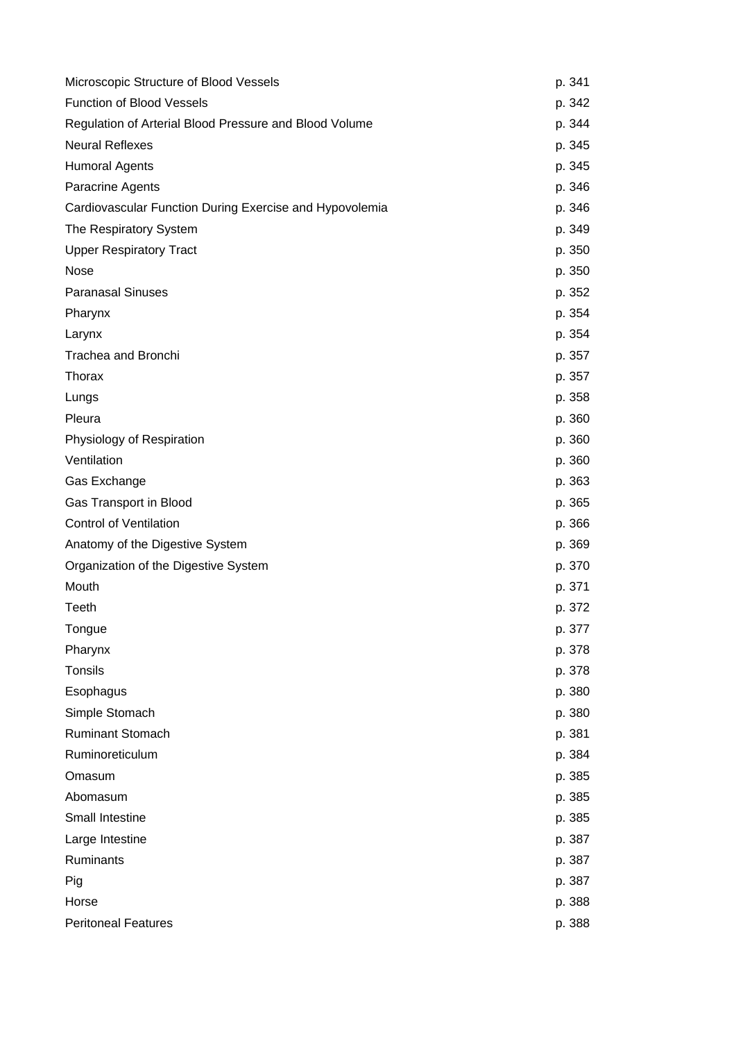| | |
|---|---|
| Microscopic Structure of Blood Vessels | p. 341 |
| Function of Blood Vessels | p. 342 |
| Regulation of Arterial Blood Pressure and Blood Volume | p. 344 |
| Neural Reflexes | p. 345 |
| Humoral Agents | p. 345 |
| Paracrine Agents | p. 346 |
| Cardiovascular Function During Exercise and Hypovolemia | p. 346 |
| The Respiratory System | p. 349 |
| Upper Respiratory Tract | p. 350 |
| Nose | p. 350 |
| Paranasal Sinuses | p. 352 |
| Pharynx | p. 354 |
| Larynx | p. 354 |
| Trachea and Bronchi | p. 357 |
| Thorax | p. 357 |
| Lungs | p. 358 |
| Pleura | p. 360 |
| Physiology of Respiration | p. 360 |
| Ventilation | p. 360 |
| Gas Exchange | p. 363 |
| Gas Transport in Blood | p. 365 |
| Control of Ventilation | p. 366 |
| Anatomy of the Digestive System | p. 369 |
| Organization of the Digestive System | p. 370 |
| Mouth | p. 371 |
| Teeth | p. 372 |
| Tongue | p. 377 |
| Pharynx | p. 378 |
| Tonsils | p. 378 |
| Esophagus | p. 380 |
| Simple Stomach | p. 380 |
| Ruminant Stomach | p. 381 |
| Ruminoreticulum | p. 384 |
| Omasum | p. 385 |
| Abomasum | p. 385 |
| Small Intestine | p. 385 |
| Large Intestine | p. 387 |
| Ruminants | p. 387 |
| Pig | p. 387 |
| Horse | p. 388 |
| Peritoneal Features | p. 388 |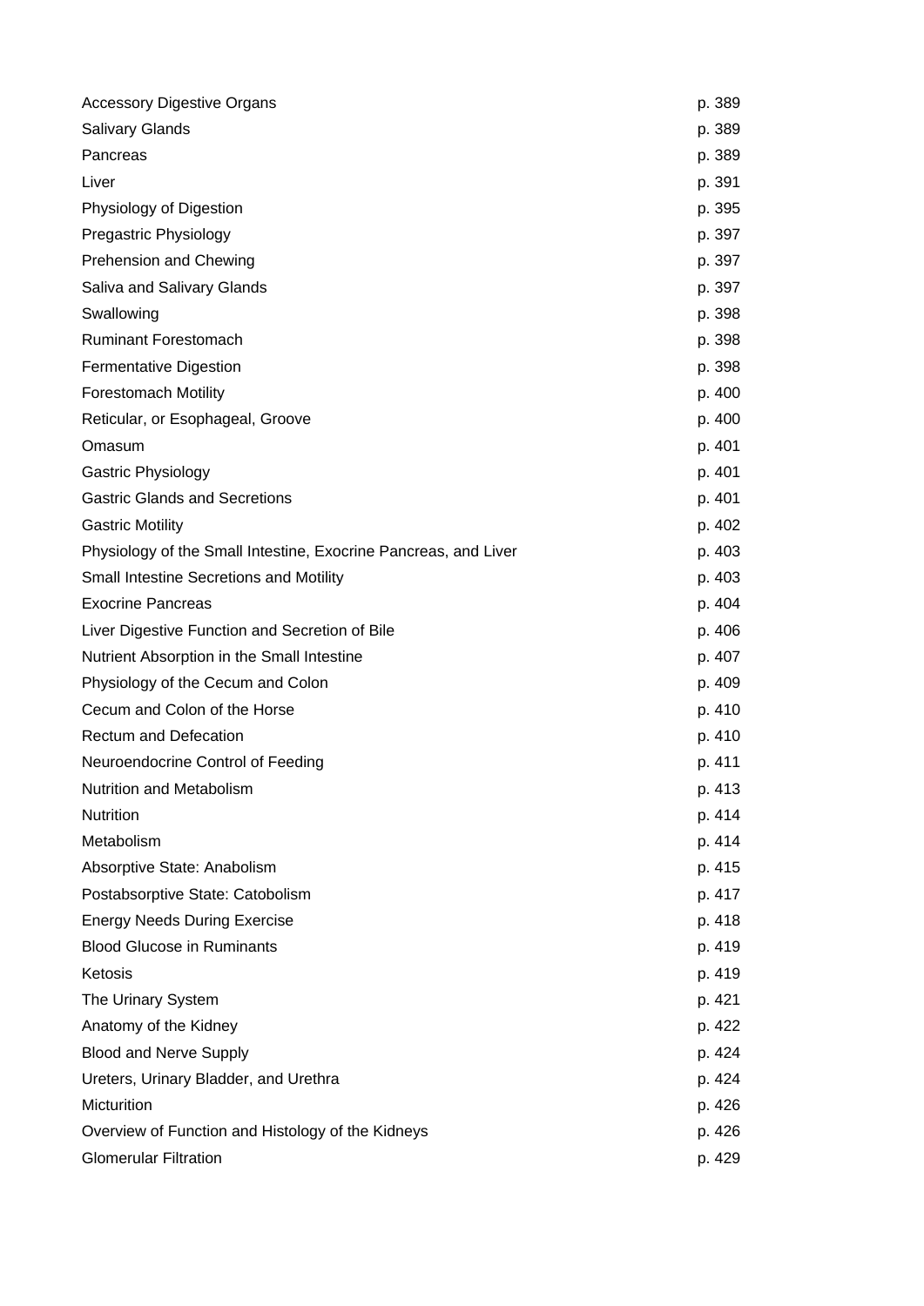| | |
|---|---|
| Accessory Digestive Organs | p. 389 |
| Salivary Glands | p. 389 |
| Pancreas | p. 389 |
| Liver | p. 391 |
| Physiology of Digestion | p. 395 |
| Pregastric Physiology | p. 397 |
| Prehension and Chewing | p. 397 |
| Saliva and Salivary Glands | p. 397 |
| Swallowing | p. 398 |
| Ruminant Forestomach | p. 398 |
| Fermentative Digestion | p. 398 |
| Forestomach Motility | p. 400 |
| Reticular, or Esophageal, Groove | p. 400 |
| Omasum | p. 401 |
| Gastric Physiology | p. 401 |
| Gastric Glands and Secretions | p. 401 |
| Gastric Motility | p. 402 |
| Physiology of the Small Intestine, Exocrine Pancreas, and Liver | p. 403 |
| Small Intestine Secretions and Motility | p. 403 |
| Exocrine Pancreas | p. 404 |
| Liver Digestive Function and Secretion of Bile | p. 406 |
| Nutrient Absorption in the Small Intestine | p. 407 |
| Physiology of the Cecum and Colon | p. 409 |
| Cecum and Colon of the Horse | p. 410 |
| Rectum and Defecation | p. 410 |
| Neuroendocrine Control of Feeding | p. 411 |
| Nutrition and Metabolism | p. 413 |
| Nutrition | p. 414 |
| Metabolism | p. 414 |
| Absorptive State: Anabolism | p. 415 |
| Postabsorptive State: Catobolism | p. 417 |
| Energy Needs During Exercise | p. 418 |
| Blood Glucose in Ruminants | p. 419 |
| Ketosis | p. 419 |
| The Urinary System | p. 421 |
| Anatomy of the Kidney | p. 422 |
| Blood and Nerve Supply | p. 424 |
| Ureters, Urinary Bladder, and Urethra | p. 424 |
| Micturition | p. 426 |
| Overview of Function and Histology of the Kidneys | p. 426 |
| Glomerular Filtration | p. 429 |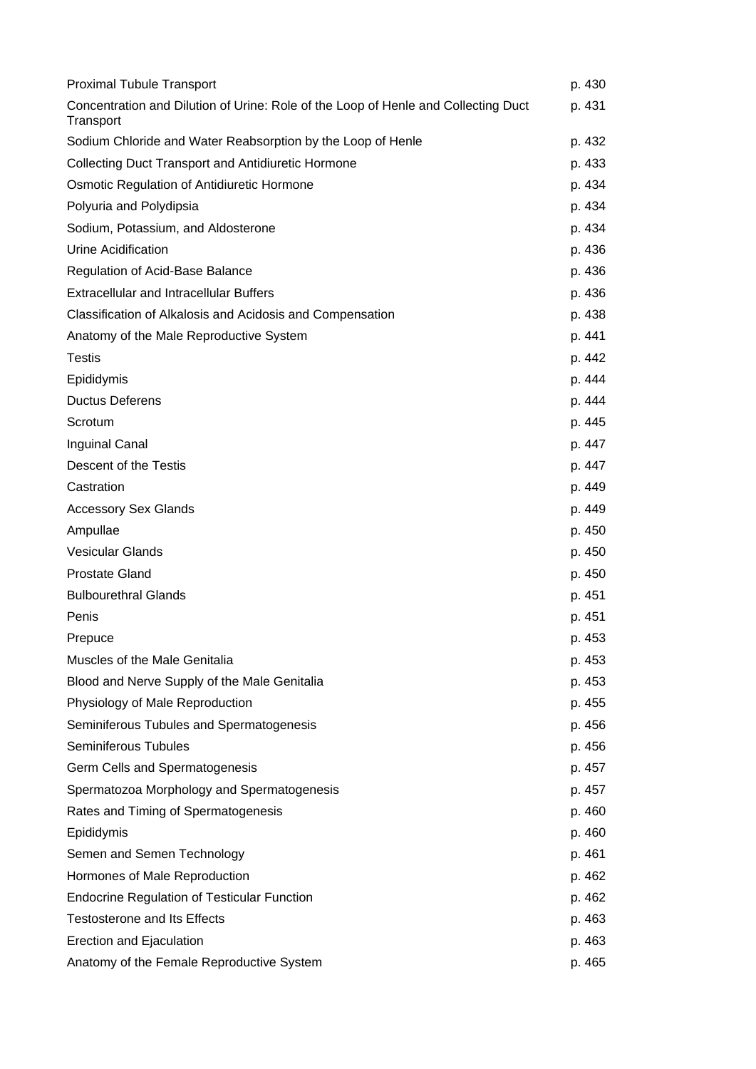| | |
|---|---|
| Proximal Tubule Transport | p. 430 |
| Concentration and Dilution of Urine: Role of the Loop of Henle and Collecting Duct Transport | p. 431 |
| Sodium Chloride and Water Reabsorption by the Loop of Henle | p. 432 |
| Collecting Duct Transport and Antidiuretic Hormone | p. 433 |
| Osmotic Regulation of Antidiuretic Hormone | p. 434 |
| Polyuria and Polydipsia | p. 434 |
| Sodium, Potassium, and Aldosterone | p. 434 |
| Urine Acidification | p. 436 |
| Regulation of Acid-Base Balance | p. 436 |
| Extracellular and Intracellular Buffers | p. 436 |
| Classification of Alkalosis and Acidosis and Compensation | p. 438 |
| Anatomy of the Male Reproductive System | p. 441 |
| Testis | p. 442 |
| Epididymis | p. 444 |
| Ductus Deferens | p. 444 |
| Scrotum | p. 445 |
| Inguinal Canal | p. 447 |
| Descent of the Testis | p. 447 |
| Castration | p. 449 |
| Accessory Sex Glands | p. 449 |
| Ampullae | p. 450 |
| Vesicular Glands | p. 450 |
| Prostate Gland | p. 450 |
| Bulbourethral Glands | p. 451 |
| Penis | p. 451 |
| Prepuce | p. 453 |
| Muscles of the Male Genitalia | p. 453 |
| Blood and Nerve Supply of the Male Genitalia | p. 453 |
| Physiology of Male Reproduction | p. 455 |
| Seminiferous Tubules and Spermatogenesis | p. 456 |
| Seminiferous Tubules | p. 456 |
| Germ Cells and Spermatogenesis | p. 457 |
| Spermatozoa Morphology and Spermatogenesis | p. 457 |
| Rates and Timing of Spermatogenesis | p. 460 |
| Epididymis | p. 460 |
| Semen and Semen Technology | p. 461 |
| Hormones of Male Reproduction | p. 462 |
| Endocrine Regulation of Testicular Function | p. 462 |
| Testosterone and Its Effects | p. 463 |
| Erection and Ejaculation | p. 463 |
| Anatomy of the Female Reproductive System | p. 465 |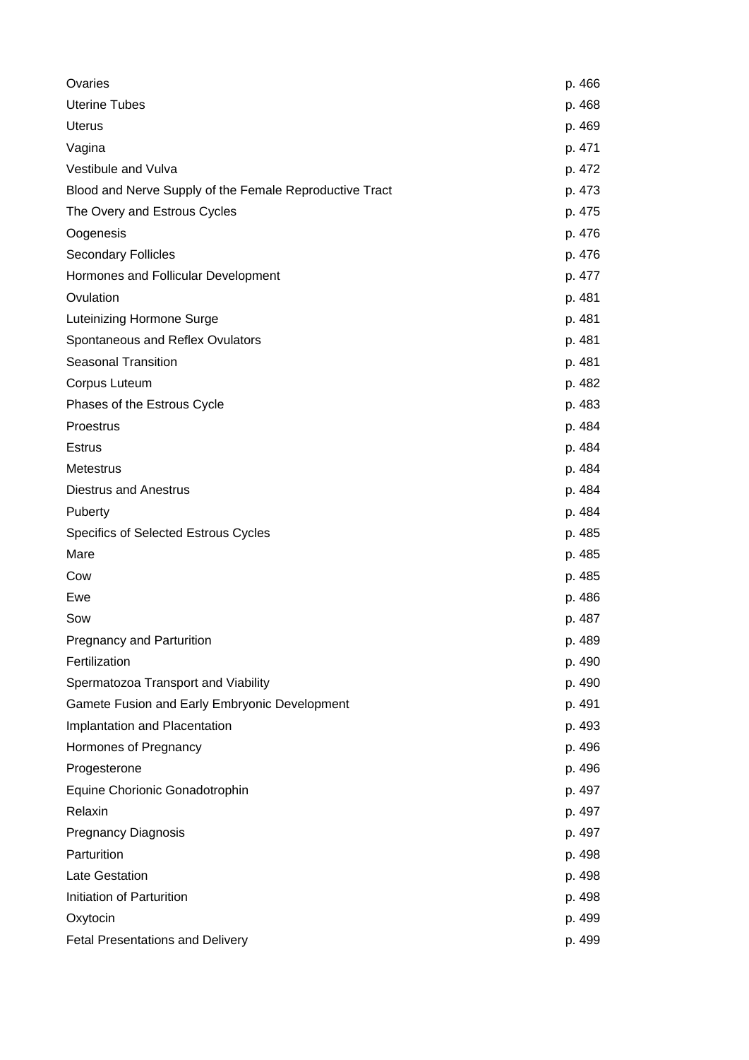| | |
|---|---|
| Ovaries | p. 466 |
| Uterine Tubes | p. 468 |
| Uterus | p. 469 |
| Vagina | p. 471 |
| Vestibule and Vulva | p. 472 |
| Blood and Nerve Supply of the Female Reproductive Tract | p. 473 |
| The Overy and Estrous Cycles | p. 475 |
| Oogenesis | p. 476 |
| Secondary Follicles | p. 476 |
| Hormones and Follicular Development | p. 477 |
| Ovulation | p. 481 |
| Luteinizing Hormone Surge | p. 481 |
| Spontaneous and Reflex Ovulators | p. 481 |
| Seasonal Transition | p. 481 |
| Corpus Luteum | p. 482 |
| Phases of the Estrous Cycle | p. 483 |
| Proestrus | p. 484 |
| Estrus | p. 484 |
| Metestrus | p. 484 |
| Diestrus and Anestrus | p. 484 |
| Puberty | p. 484 |
| Specifics of Selected Estrous Cycles | p. 485 |
| Mare | p. 485 |
| Cow | p. 485 |
| Ewe | p. 486 |
| Sow | p. 487 |
| Pregnancy and Parturition | p. 489 |
| Fertilization | p. 490 |
| Spermatozoa Transport and Viability | p. 490 |
| Gamete Fusion and Early Embryonic Development | p. 491 |
| Implantation and Placentation | p. 493 |
| Hormones of Pregnancy | p. 496 |
| Progesterone | p. 496 |
| Equine Chorionic Gonadotrophin | p. 497 |
| Relaxin | p. 497 |
| Pregnancy Diagnosis | p. 497 |
| Parturition | p. 498 |
| Late Gestation | p. 498 |
| Initiation of Parturition | p. 498 |
| Oxytocin | p. 499 |
| Fetal Presentations and Delivery | p. 499 |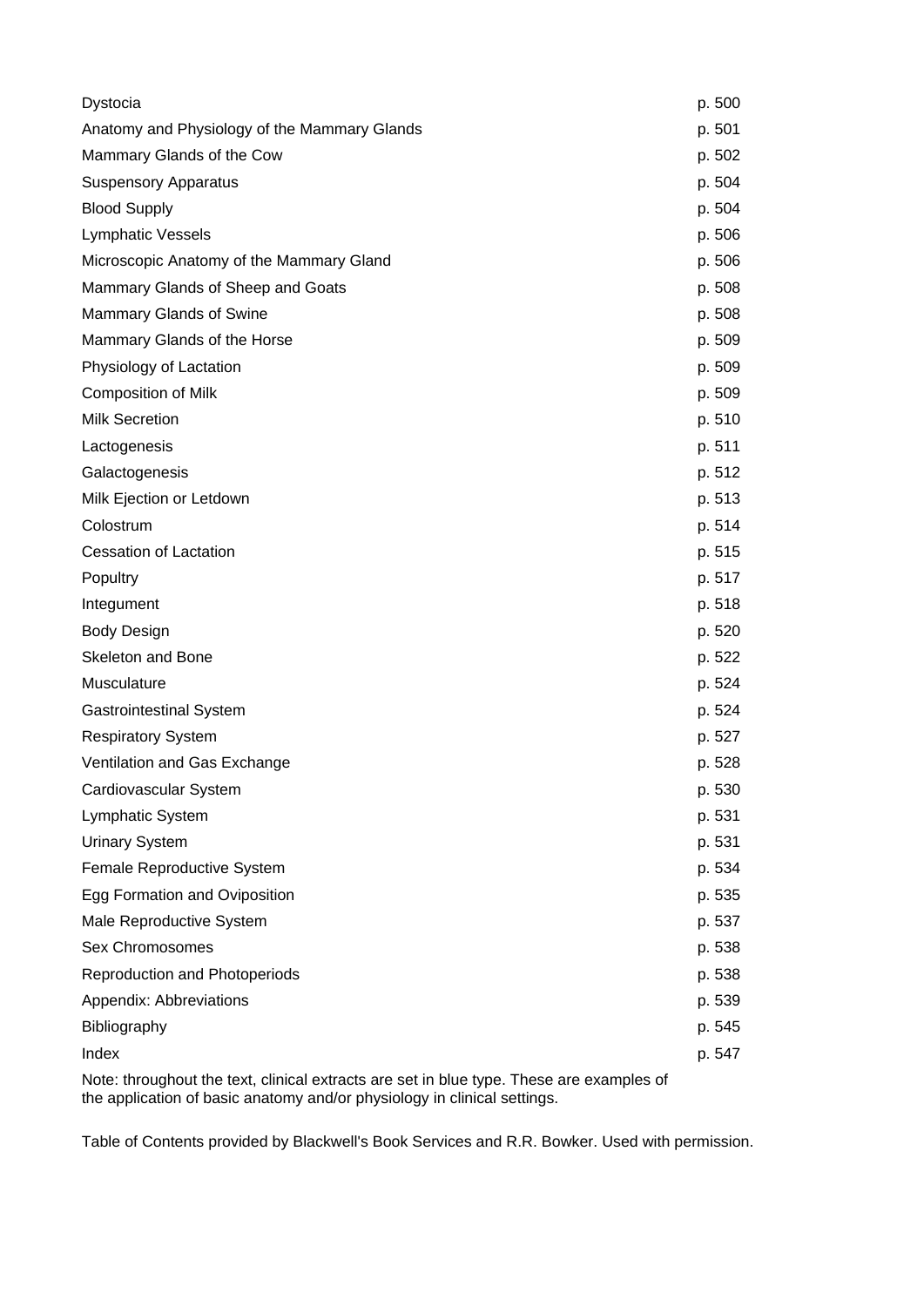| | |
|---|---|
| Dystocia | p. 500 |
| Anatomy and Physiology of the Mammary Glands | p. 501 |
| Mammary Glands of the Cow | p. 502 |
| Suspensory Apparatus | p. 504 |
| Blood Supply | p. 504 |
| Lymphatic Vessels | p. 506 |
| Microscopic Anatomy of the Mammary Gland | p. 506 |
| Mammary Glands of Sheep and Goats | p. 508 |
| Mammary Glands of Swine | p. 508 |
| Mammary Glands of the Horse | p. 509 |
| Physiology of Lactation | p. 509 |
| Composition of Milk | p. 509 |
| Milk Secretion | p. 510 |
| Lactogenesis | p. 511 |
| Galactogenesis | p. 512 |
| Milk Ejection or Letdown | p. 513 |
| Colostrum | p. 514 |
| Cessation of Lactation | p. 515 |
| Popultry | p. 517 |
| Integument | p. 518 |
| Body Design | p. 520 |
| Skeleton and Bone | p. 522 |
| Musculature | p. 524 |
| Gastrointestinal System | p. 524 |
| Respiratory System | p. 527 |
| Ventilation and Gas Exchange | p. 528 |
| Cardiovascular System | p. 530 |
| Lymphatic System | p. 531 |
| Urinary System | p. 531 |
| Female Reproductive System | p. 534 |
| Egg Formation and Oviposition | p. 535 |
| Male Reproductive System | p. 537 |
| Sex Chromosomes | p. 538 |
| Reproduction and Photoperiods | p. 538 |
| Appendix: Abbreviations | p. 539 |
| Bibliography | p. 545 |
| Index | p. 547 |

Note: throughout the text, clinical extracts are set in blue type. These are examples of the application of basic anatomy and/or physiology in clinical settings.

Table of Contents provided by Blackwell's Book Services and R.R. Bowker. Used with permission.